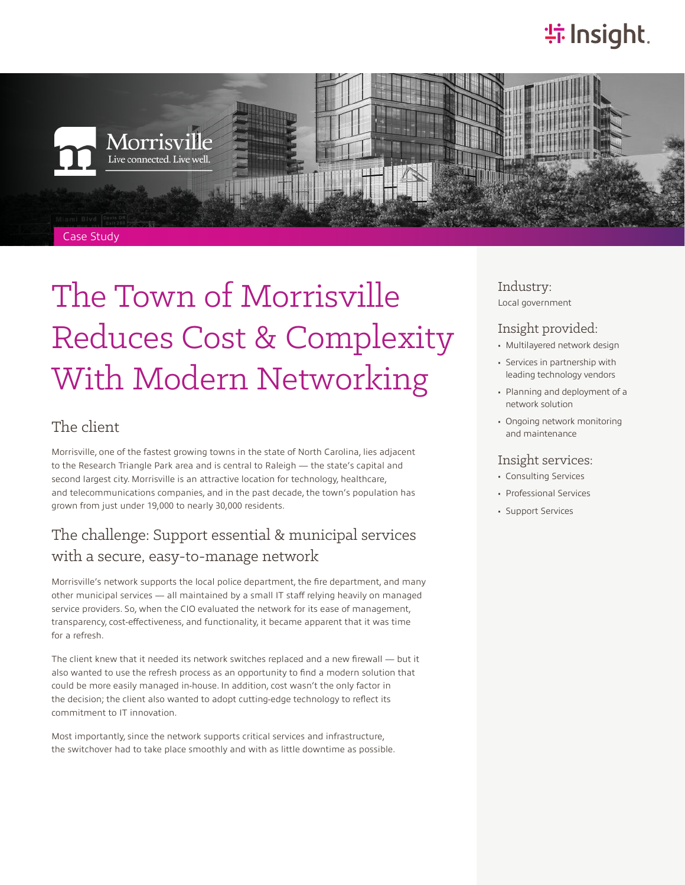Case Study

# The Town of Morrisville Reduces Cost & Complexity With Modern Networking

## The client

Morrisville, one of the fastest growing towns in the state of North Carolina, lies adjacent to the Research Triangle Park area and is central to Raleigh — the state's capital and second largest city. Morrisville is an attractive location for technology, healthcare, and telecommunications companies, and in the past decade, the town's population has grown from just under 19,000 to nearly 30,000 residents.

## The challenge: Support essential & municipal services with a secure, easy-to-manage network

Morrisville's network supports the local police department, the fire department, and many other municipal services — all maintained by a small IT staff relying heavily on managed service providers. So, when the CIO evaluated the network for its ease of management, transparency, cost-effectiveness, and functionality, it became apparent that it was time for a refresh.

The client knew that it needed its network switches replaced and a new firewall — but it also wanted to use the refresh process as an opportunity to find a modern solution that could be more easily managed in-house. In addition, cost wasn't the only factor in the decision; the client also wanted to adopt cutting-edge technology to reflect its commitment to IT innovation.

Most importantly, since the network supports critical services and infrastructure, the switchover had to take place smoothly and with as little downtime as possible.

### Industry:

Local government

### Insight provided:

- Multilayered network design
- Services in partnership with leading technology vendors
- Planning and deployment of a network solution
- Ongoing network monitoring and maintenance

### Insight services:

- Consulting Services
- Professional Services
- Support Services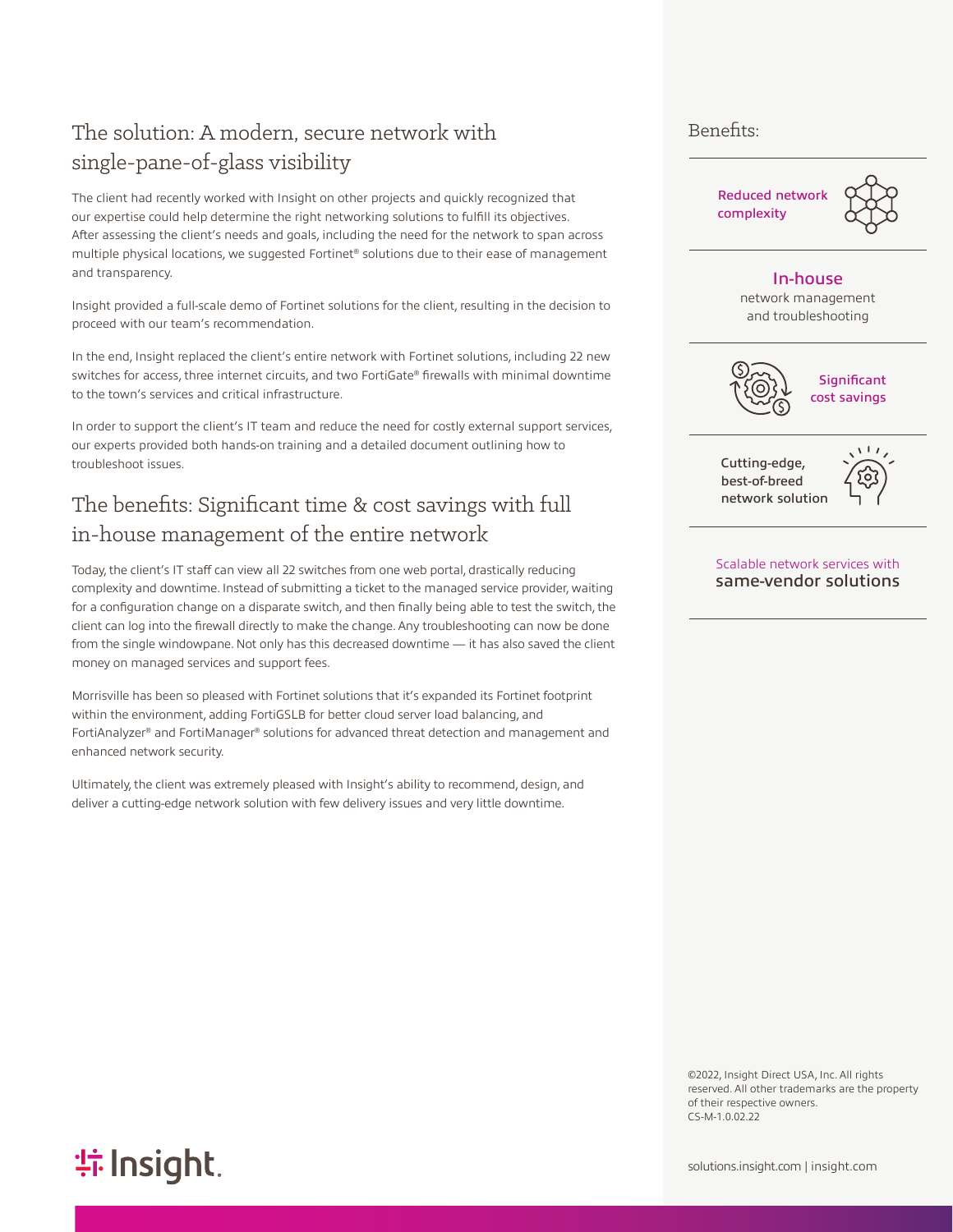## The solution: A modern, secure network with single-pane-of-glass visibility

The client had recently worked with Insight on other projects and quickly recognized that our expertise could help determine the right networking solutions to fulfill its objectives. After assessing the client's needs and goals, including the need for the network to span across multiple physical locations, we suggested Fortinet® solutions due to their ease of management and transparency.

Insight provided a full-scale demo of Fortinet solutions for the client, resulting in the decision to proceed with our team's recommendation.

In the end, Insight replaced the client's entire network with Fortinet solutions, including 22 new switches for access, three internet circuits, and two FortiGate® firewalls with minimal downtime to the town's services and critical infrastructure.

In order to support the client's IT team and reduce the need for costly external support services, our experts provided both hands-on training and a detailed document outlining how to troubleshoot issues.

## The benefits: Significant time & cost savings with full in-house management of the entire network

Today, the client's IT staff can view all 22 switches from one web portal, drastically reducing complexity and downtime. Instead of submitting a ticket to the managed service provider, waiting for a configuration change on a disparate switch, and then finally being able to test the switch, the client can log into the firewall directly to make the change. Any troubleshooting can now be done from the single windowpane. Not only has this decreased downtime — it has also saved the client money on managed services and support fees.

Morrisville has been so pleased with Fortinet solutions that it's expanded its Fortinet footprint within the environment, adding FortiGSLB for better cloud server load balancing, and FortiAnalyzer® and FortiManager® solutions for advanced threat detection and management and enhanced network security.

Ultimately, the client was extremely pleased with Insight's ability to recommend, design, and deliver a cutting-edge network solution with few delivery issues and very little downtime.

## Benefits:

- Reduced network complexity
- **In-house** network management and troubleshooting
- Significant cost savings
- Cutting-edge, best-of-breed network solution
- Scalable network services with **same-vendor solutions**

©2022, Insight Direct USA, Inc. All rights reserved. All other trademarks are the property of their respective owners. CS-M-1.0.02.22

solutions.insight.com | insight.com